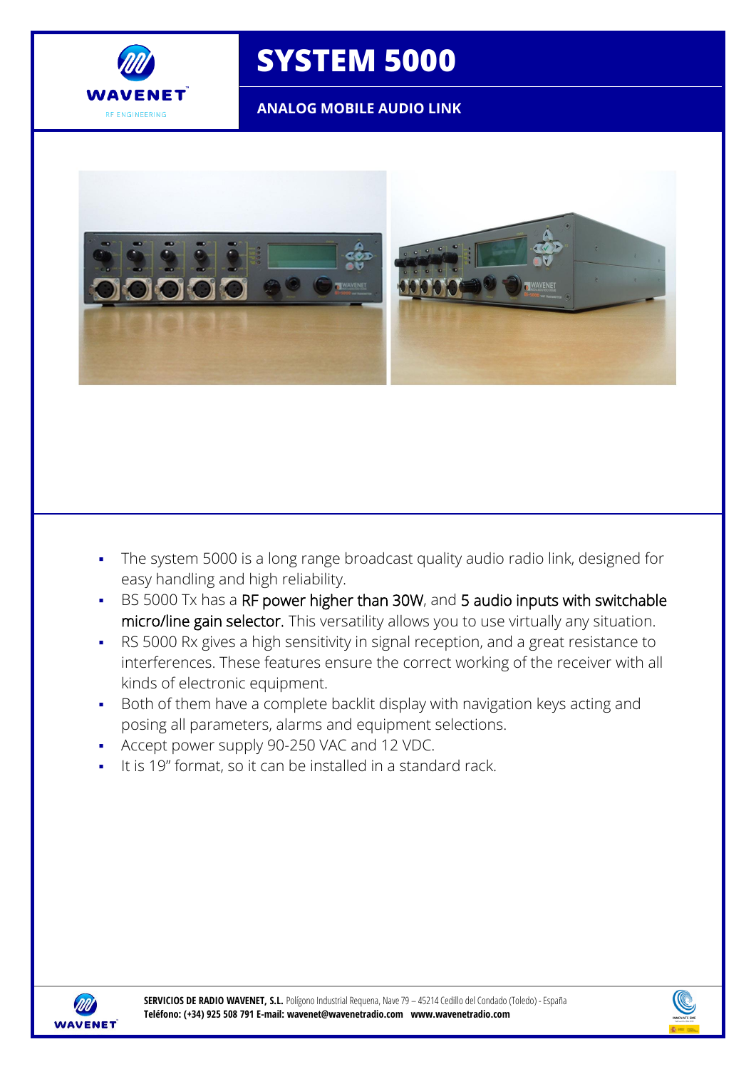# SYSTEM 5000

## ANALOG MOBILE AUDIO LINK

- The system 5000 is a long range broadcast quality audio radio link, designed for easy handling and high reliability.
- BS 5000 Tx has a RF power higher than 30W, and 5 audio inputs with switchable micro/line gain selector. This versatility allows you to use virtually any situation.
- RS 5000 Rx gives a high sensitivity in signal reception, and a great resistance to interferences. These features ensure the correct working of the receiver with all kinds of electronic equipment.
- Both of them have a complete backlit display with navigation keys acting and posing all parameters, alarms and equipment selections.
- Accept power supply 90-250 VAC and 12 VDC.
- It is 19" format, so it can be installed in a standard rack.

**SERVICIOS DE RADIO WAVENET, S.L.** Polígono Industrial Requena, Nave 79 – 45214 Cedillo del Condado (Toledo) - España
**Teléfono: (+34) 925 508 791 E-mail: wavenet@wavenetradio.com www.wavenetradio.com**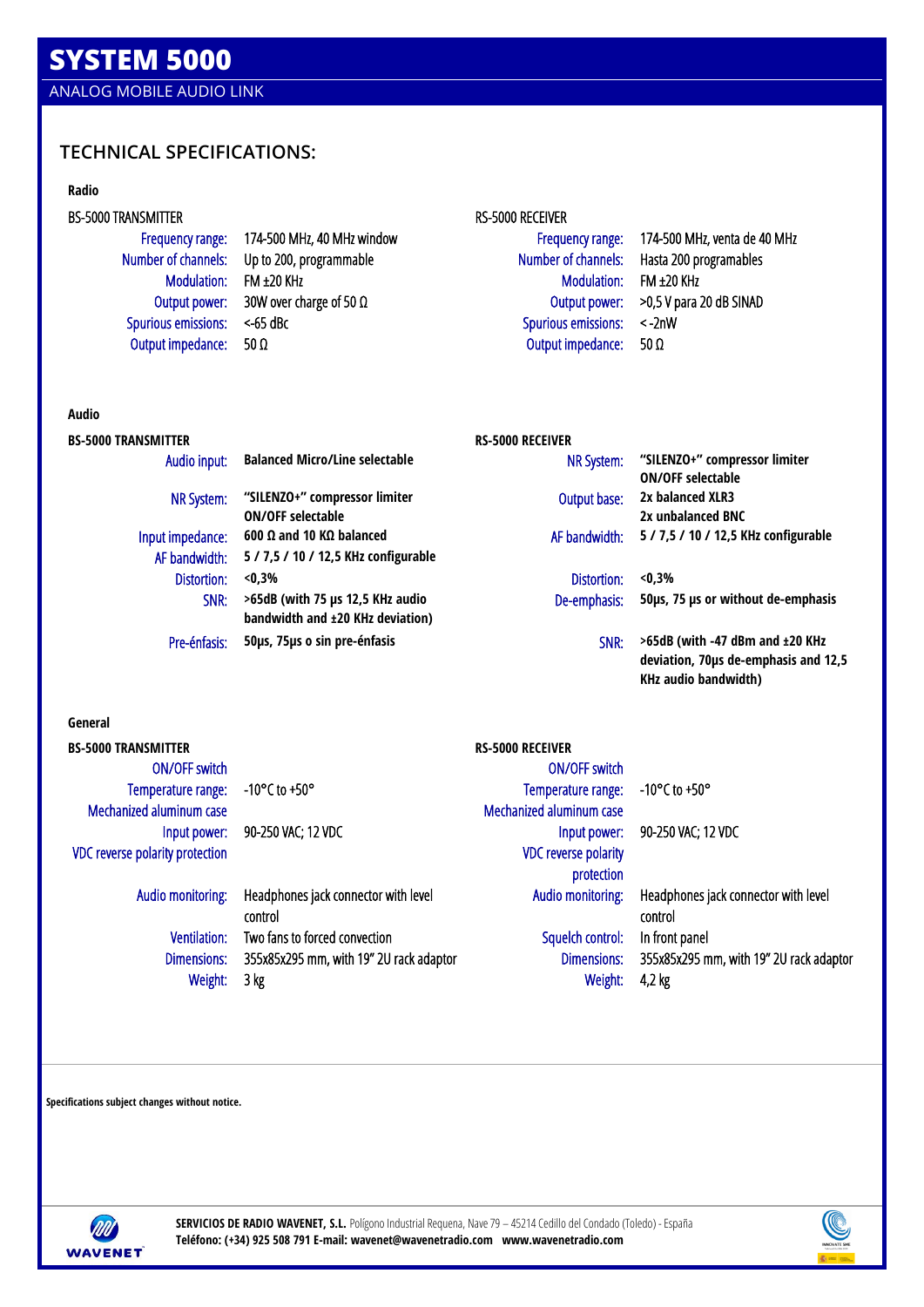# SYSTEM 5000

ANALOG MOBILE AUDIO LINK

## TECHNICAL SPECIFICATIONS:

### Radio

**BS-5000 TRANSMITTER**

| | |
|---|---|
| Frequency range: | 174-500 MHz, 40 MHz window |
| Number of channels: | Up to 200, programmable |
| Modulation: | FM ±20 KHz |
| Output power: | 30W over charge of 50 Ω |
| Spurious emissions: | <-65 dBc |
| Output impedance: | 50 Ω |

**RS-5000 RECEIVER**

| | |
|---|---|
| Frequency range: | 174-500 MHz, venta de 40 MHz |
| Number of channels: | Hasta 200 programables |
| Modulation: | FM ±20 KHz |
| Output power: | >0,5 V para 20 dB SINAD |
| Spurious emissions: | < -2nW |
| Output impedance: | 50 Ω |

### Audio

**BS-5000 TRANSMITTER**

| | |
|---|---|
| Audio input: | **Balanced Micro/Line selectable** |
| NR System: | **"SILENZO+" compressor limiter ON/OFF selectable** |
| Input impedance: | **600 Ω and 10 KΩ balanced** |
| AF bandwidth: | **5 / 7,5 / 10 / 12,5 KHz configurable** |
| Distortion: | **<0,3%** |
| SNR: | **>65dB (with 75 µs 12,5 KHz audio bandwidth and ±20 KHz deviation)** |
| Pre-énfasis: | **50µs, 75µs o sin pre-énfasis** |

**RS-5000 RECEIVER**

| | |
|---|---|
| NR System: | **"SILENZO+" compressor limiter ON/OFF selectable** |
| Output base: | **2x balanced XLR3<br>2x unbalanced BNC** |
| AF bandwidth: | **5 / 7,5 / 10 / 12,5 KHz configurable** |
| Distortion: | **<0,3%** |
| De-emphasis: | **50µs, 75 µs or without de-emphasis** |
| SNR: | **>65dB (with -47 dBm and ±20 KHz deviation, 70µs de-emphasis and 12,5 KHz audio bandwidth)** |

### General

**BS-5000 TRANSMITTER**

| | |
|---|---|
| ON/OFF switch | |
| Temperature range: | -10°C to +50° |
| Mechanized aluminum case | |
| Input power: | 90-250 VAC; 12 VDC |
| VDC reverse polarity protection | |
| Audio monitoring: | Headphones jack connector with level control |
| Ventilation: | Two fans to forced convection |
| Dimensions: | 355x85x295 mm, with 19" 2U rack adaptor |
| Weight: | 3 kg |

**RS-5000 RECEIVER**

| | |
|---|---|
| ON/OFF switch | |
| Temperature range: | -10°C to +50° |
| Mechanized aluminum case | |
| Input power: | 90-250 VAC; 12 VDC |
| VDC reverse polarity protection | |
| Audio monitoring: | Headphones jack connector with level control |
| Squelch control: | In front panel |
| Dimensions: | 355x85x295 mm, with 19" 2U rack adaptor |
| Weight: | 4,2 kg |

**Specifications subject changes without notice.**

**SERVICIOS DE RADIO WAVENET, S.L.** Polígono Industrial Requena, Nave 79 – 45214 Cedillo del Condado (Toledo) - España
**Teléfono: (+34) 925 508 791 E-mail: wavenet@wavenetradio.com www.wavenetradio.com**